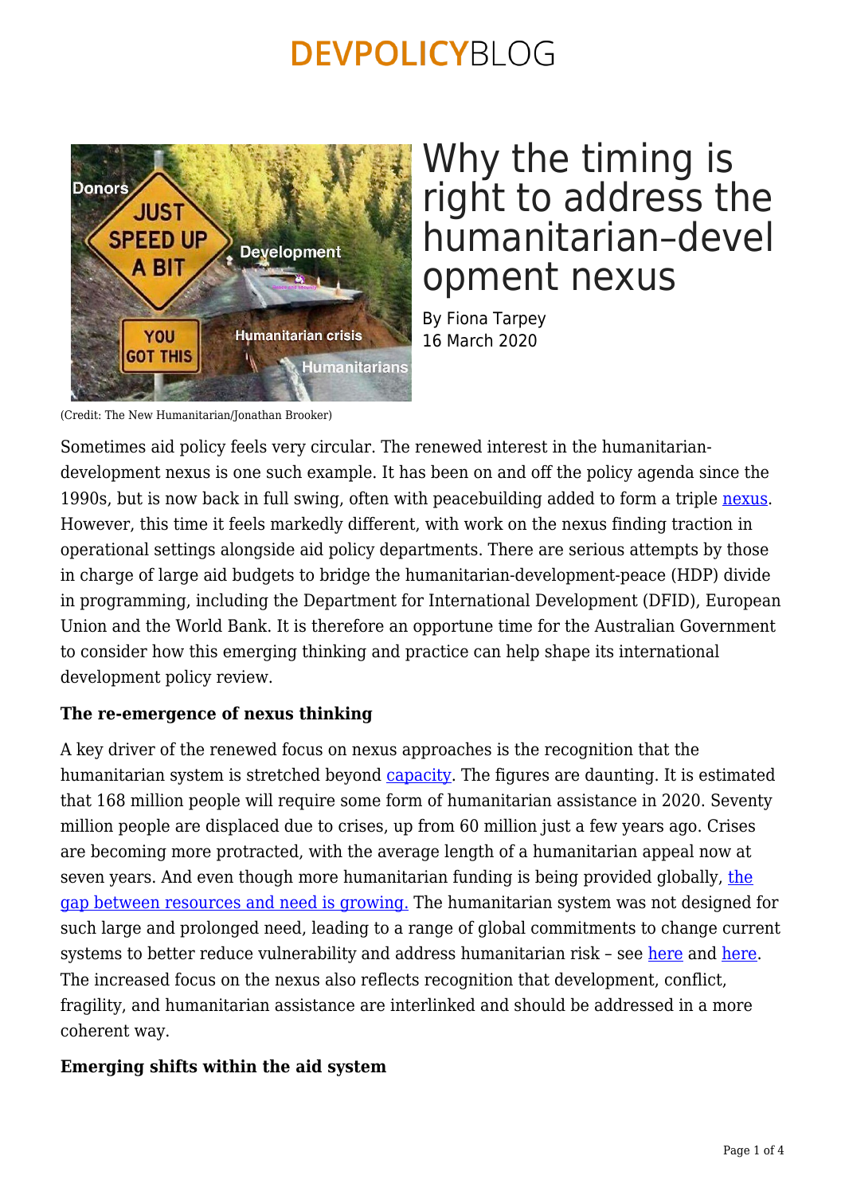# Why the timing is right to address the humanitarian–development nexus

By Fiona Tarpey
16 March 2020

(Credit: The New Humanitarian/Jonathan Brooker)

Sometimes aid policy feels very circular. The renewed interest in the humanitarian-development nexus is one such example. It has been on and off the policy agenda since the 1990s, but is now back in full swing, often with peacebuilding added to form a triple nexus. However, this time it feels markedly different, with work on the nexus finding traction in operational settings alongside aid policy departments. There are serious attempts by those in charge of large aid budgets to bridge the humanitarian-development-peace (HDP) divide in programming, including the Department for International Development (DFID), European Union and the World Bank. It is therefore an opportune time for the Australian Government to consider how this emerging thinking and practice can help shape its international development policy review.

**The re-emergence of nexus thinking**

A key driver of the renewed focus on nexus approaches is the recognition that the humanitarian system is stretched beyond capacity. The figures are daunting. It is estimated that 168 million people will require some form of humanitarian assistance in 2020. Seventy million people are displaced due to crises, up from 60 million just a few years ago. Crises are becoming more protracted, with the average length of a humanitarian appeal now at seven years. And even though more humanitarian funding is being provided globally, the gap between resources and need is growing. The humanitarian system was not designed for such large and prolonged need, leading to a range of global commitments to change current systems to better reduce vulnerability and address humanitarian risk – see here and here. The increased focus on the nexus also reflects recognition that development, conflict, fragility, and humanitarian assistance are interlinked and should be addressed in a more coherent way.

**Emerging shifts within the aid system**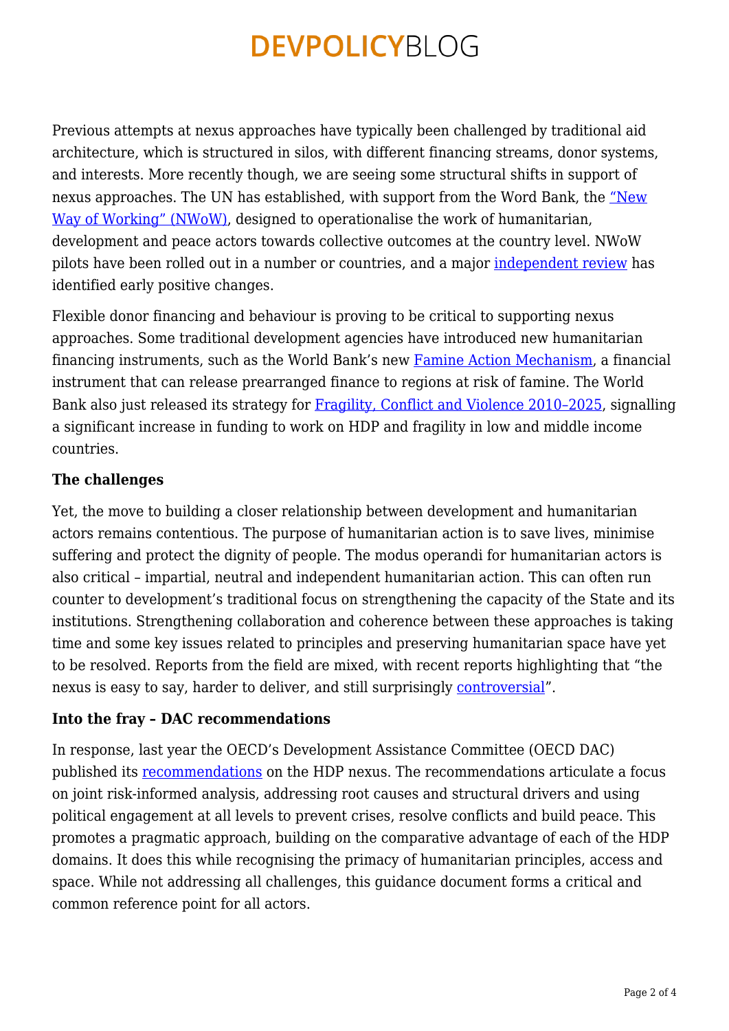Previous attempts at nexus approaches have typically been challenged by traditional aid architecture, which is structured in silos, with different financing streams, donor systems, and interests. More recently though, we are seeing some structural shifts in support of nexus approaches. The UN has established, with support from the Word Bank, the "New Way of Working" (NWoW), designed to operationalise the work of humanitarian, development and peace actors towards collective outcomes at the country level. NWoW pilots have been rolled out in a number or countries, and a major independent review has identified early positive changes.

Flexible donor financing and behaviour is proving to be critical to supporting nexus approaches. Some traditional development agencies have introduced new humanitarian financing instruments, such as the World Bank's new Famine Action Mechanism, a financial instrument that can release prearranged finance to regions at risk of famine. The World Bank also just released its strategy for Fragility, Conflict and Violence 2010–2025, signalling a significant increase in funding to work on HDP and fragility in low and middle income countries.

**The challenges**

Yet, the move to building a closer relationship between development and humanitarian actors remains contentious. The purpose of humanitarian action is to save lives, minimise suffering and protect the dignity of people. The modus operandi for humanitarian actors is also critical – impartial, neutral and independent humanitarian action. This can often run counter to development's traditional focus on strengthening the capacity of the State and its institutions. Strengthening collaboration and coherence between these approaches is taking time and some key issues related to principles and preserving humanitarian space have yet to be resolved. Reports from the field are mixed, with recent reports highlighting that "the nexus is easy to say, harder to deliver, and still surprisingly controversial".

**Into the fray – DAC recommendations**

In response, last year the OECD's Development Assistance Committee (OECD DAC) published its recommendations on the HDP nexus. The recommendations articulate a focus on joint risk-informed analysis, addressing root causes and structural drivers and using political engagement at all levels to prevent crises, resolve conflicts and build peace. This promotes a pragmatic approach, building on the comparative advantage of each of the HDP domains. It does this while recognising the primacy of humanitarian principles, access and space. While not addressing all challenges, this guidance document forms a critical and common reference point for all actors.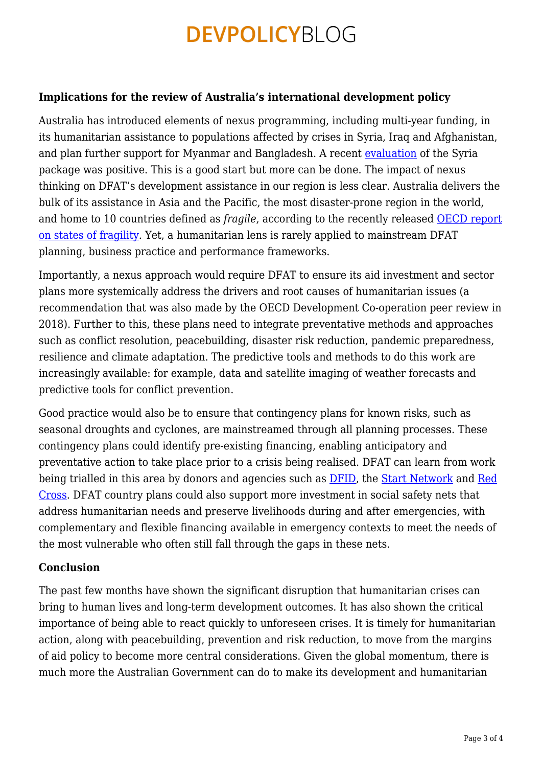### Implications for the review of Australia's international development policy

Australia has introduced elements of nexus programming, including multi-year funding, in its humanitarian assistance to populations affected by crises in Syria, Iraq and Afghanistan, and plan further support for Myanmar and Bangladesh. A recent [evaluation](evaluation) of the Syria package was positive. This is a good start but more can be done. The impact of nexus thinking on DFAT's development assistance in our region is less clear. Australia delivers the bulk of its assistance in Asia and the Pacific, the most disaster-prone region in the world, and home to 10 countries defined as *fragile*, according to the recently released [OECD report on states of fragility](OECD report on states of fragility). Yet, a humanitarian lens is rarely applied to mainstream DFAT planning, business practice and performance frameworks.

Importantly, a nexus approach would require DFAT to ensure its aid investment and sector plans more systemically address the drivers and root causes of humanitarian issues (a recommendation that was also made by the OECD Development Co-operation peer review in 2018). Further to this, these plans need to integrate preventative methods and approaches such as conflict resolution, peacebuilding, disaster risk reduction, pandemic preparedness, resilience and climate adaptation. The predictive tools and methods to do this work are increasingly available: for example, data and satellite imaging of weather forecasts and predictive tools for conflict prevention.

Good practice would also be to ensure that contingency plans for known risks, such as seasonal droughts and cyclones, are mainstreamed through all planning processes. These contingency plans could identify pre-existing financing, enabling anticipatory and preventative action to take place prior to a crisis being realised. DFAT can learn from work being trialled in this area by donors and agencies such as [DFID](DFID), the [Start Network](Start Network) and [Red Cross](Red Cross). DFAT country plans could also support more investment in social safety nets that address humanitarian needs and preserve livelihoods during and after emergencies, with complementary and flexible financing available in emergency contexts to meet the needs of the most vulnerable who often still fall through the gaps in these nets.

### Conclusion

The past few months have shown the significant disruption that humanitarian crises can bring to human lives and long-term development outcomes. It has also shown the critical importance of being able to react quickly to unforeseen crises. It is timely for humanitarian action, along with peacebuilding, prevention and risk reduction, to move from the margins of aid policy to become more central considerations. Given the global momentum, there is much more the Australian Government can do to make its development and humanitarian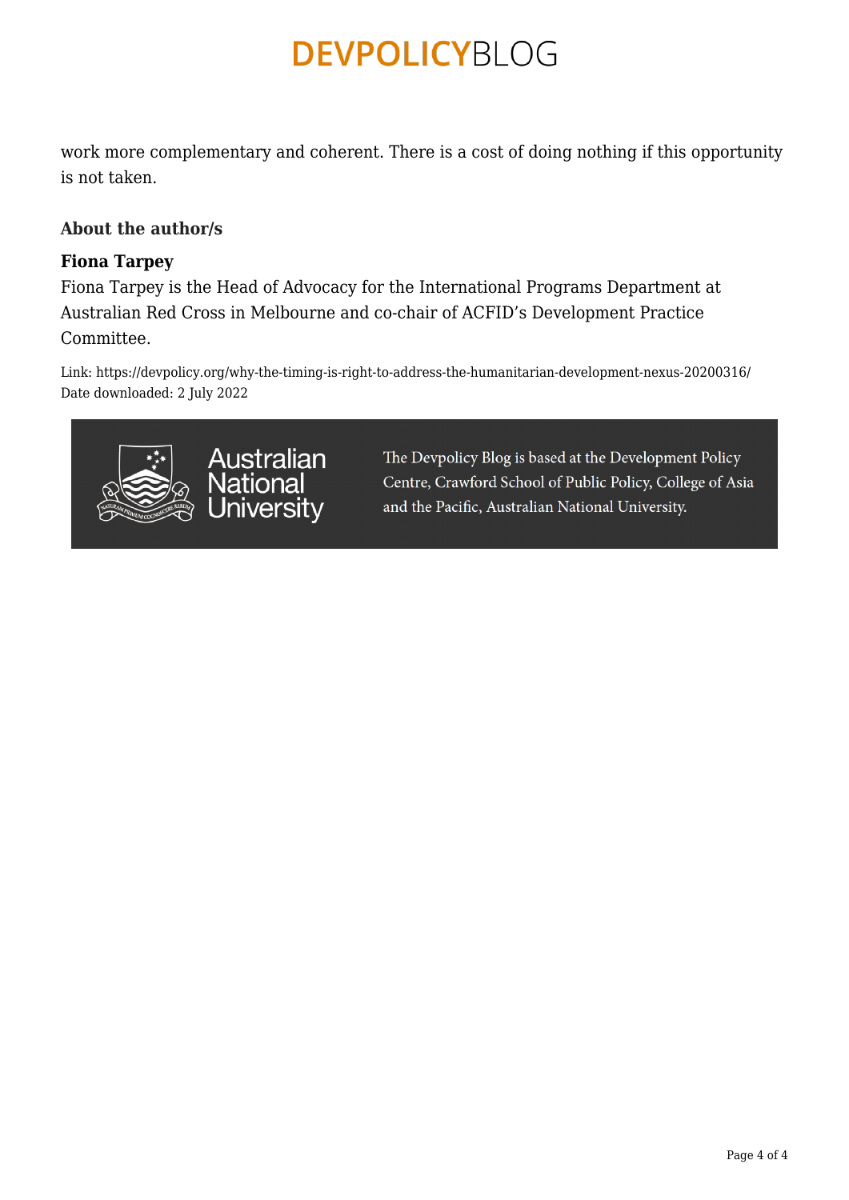work more complementary and coherent. There is a cost of doing nothing if this opportunity is not taken.

### About the author/s

**Fiona Tarpey**

Fiona Tarpey is the Head of Advocacy for the International Programs Department at Australian Red Cross in Melbourne and co-chair of ACFID's Development Practice Committee.

Link: https://devpolicy.org/why-the-timing-is-right-to-address-the-humanitarian-development-nexus-20200316/
Date downloaded: 2 July 2022

Australian National University

The Devpolicy Blog is based at the Development Policy Centre, Crawford School of Public Policy, College of Asia and the Pacific, Australian National University.